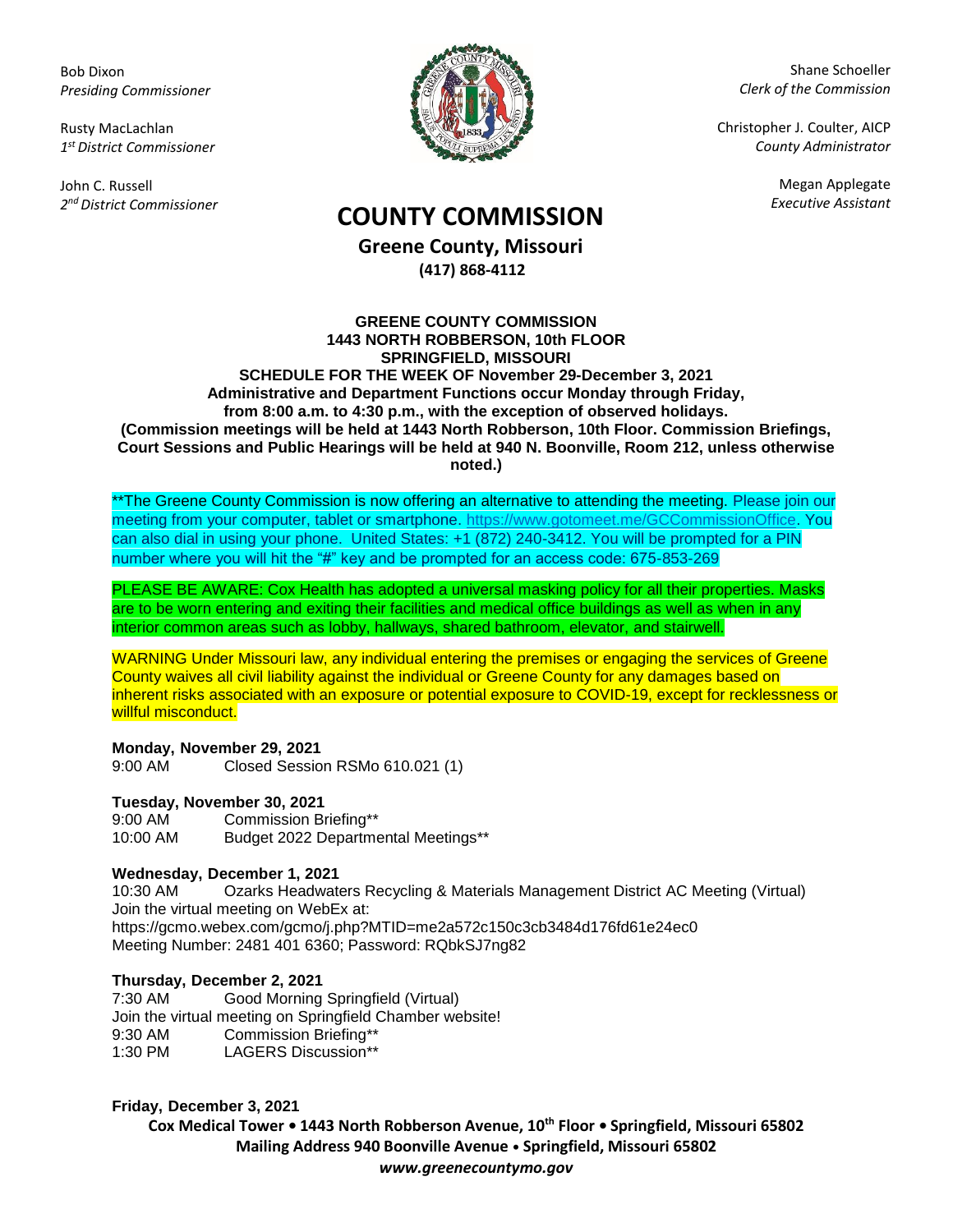Bob Dixon
*Presiding Commissioner*

Rusty MacLachlan
*1st District Commissioner*

John C. Russell
*2nd District Commissioner*

Shane Schoeller
*Clerk of the Commission*

Christopher J. Coulter, AICP
*County Administrator*

Megan Applegate
*Executive Assistant*

# COUNTY COMMISSION

**Greene County, Missouri**
**(417) 868-4112**

**GREENE COUNTY COMMISSION**
**1443 NORTH ROBBERSON, 10th FLOOR**
**SPRINGFIELD, MISSOURI**
**SCHEDULE FOR THE WEEK OF November 29-December 3, 2021**
**Administrative and Department Functions occur Monday through Friday, from 8:00 a.m. to 4:30 p.m., with the exception of observed holidays.**
**(Commission meetings will be held at 1443 North Robberson, 10th Floor. Commission Briefings, Court Sessions and Public Hearings will be held at 940 N. Boonville, Room 212, unless otherwise noted.)**

**The Greene County Commission is now offering an alternative to attending the meeting. Please join our meeting from your computer, tablet or smartphone. https://www.gotomeet.me/GCCommissionOffice. You can also dial in using your phone. United States: +1 (872) 240-3412. You will be prompted for a PIN number where you will hit the "#" key and be prompted for an access code: 675-853-269

PLEASE BE AWARE: Cox Health has adopted a universal masking policy for all their properties. Masks are to be worn entering and exiting their facilities and medical office buildings as well as when in any interior common areas such as lobby, hallways, shared bathroom, elevator, and stairwell.

WARNING Under Missouri law, any individual entering the premises or engaging the services of Greene County waives all civil liability against the individual or Greene County for any damages based on inherent risks associated with an exposure or potential exposure to COVID-19, except for recklessness or willful misconduct.

**Monday, November 29, 2021**
9:00 AM Closed Session RSMo 610.021 (1)

**Tuesday, November 30, 2021**
9:00 AM Commission Briefing**
10:00 AM Budget 2022 Departmental Meetings**

**Wednesday, December 1, 2021**
10:30 AM Ozarks Headwaters Recycling & Materials Management District AC Meeting (Virtual)
Join the virtual meeting on WebEx at:
https://gcmo.webex.com/gcmo/j.php?MTID=me2a572c150c3cb3484d176fd61e24ec0
Meeting Number: 2481 401 6360; Password: RQbkSJ7ng82

**Thursday, December 2, 2021**
7:30 AM Good Morning Springfield (Virtual)
Join the virtual meeting on Springfield Chamber website!
9:30 AM Commission Briefing**
1:30 PM LAGERS Discussion**

**Friday, December 3, 2021**

**Cox Medical Tower • 1443 North Robberson Avenue, 10th Floor • Springfield, Missouri 65802**
**Mailing Address 940 Boonville Avenue • Springfield, Missouri 65802**
***www.greenecountymo.gov***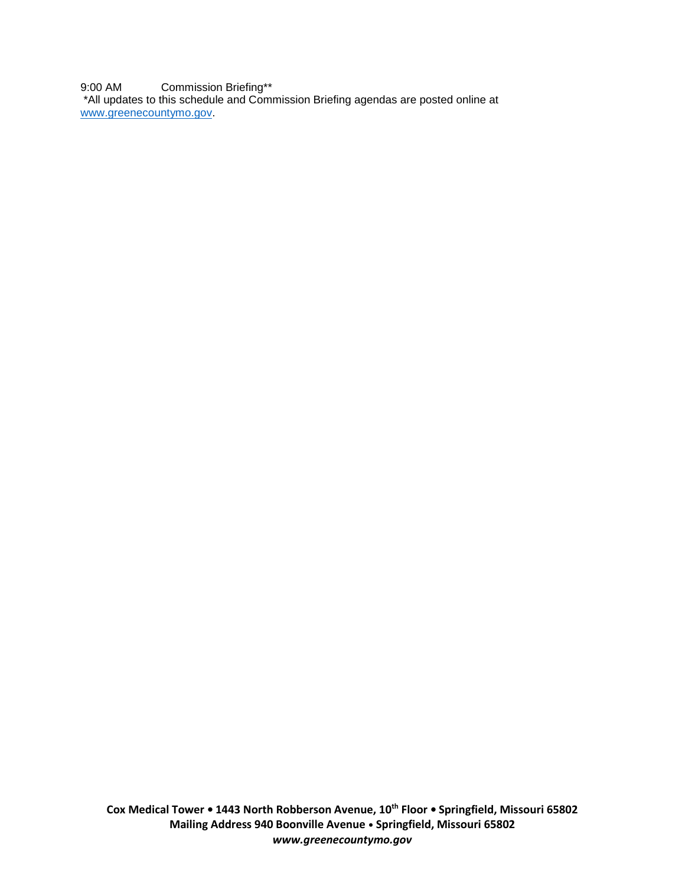9:00 AM Commission Briefing**

*All updates to this schedule and Commission Briefing agendas are posted online at www.greenecountymo.gov.